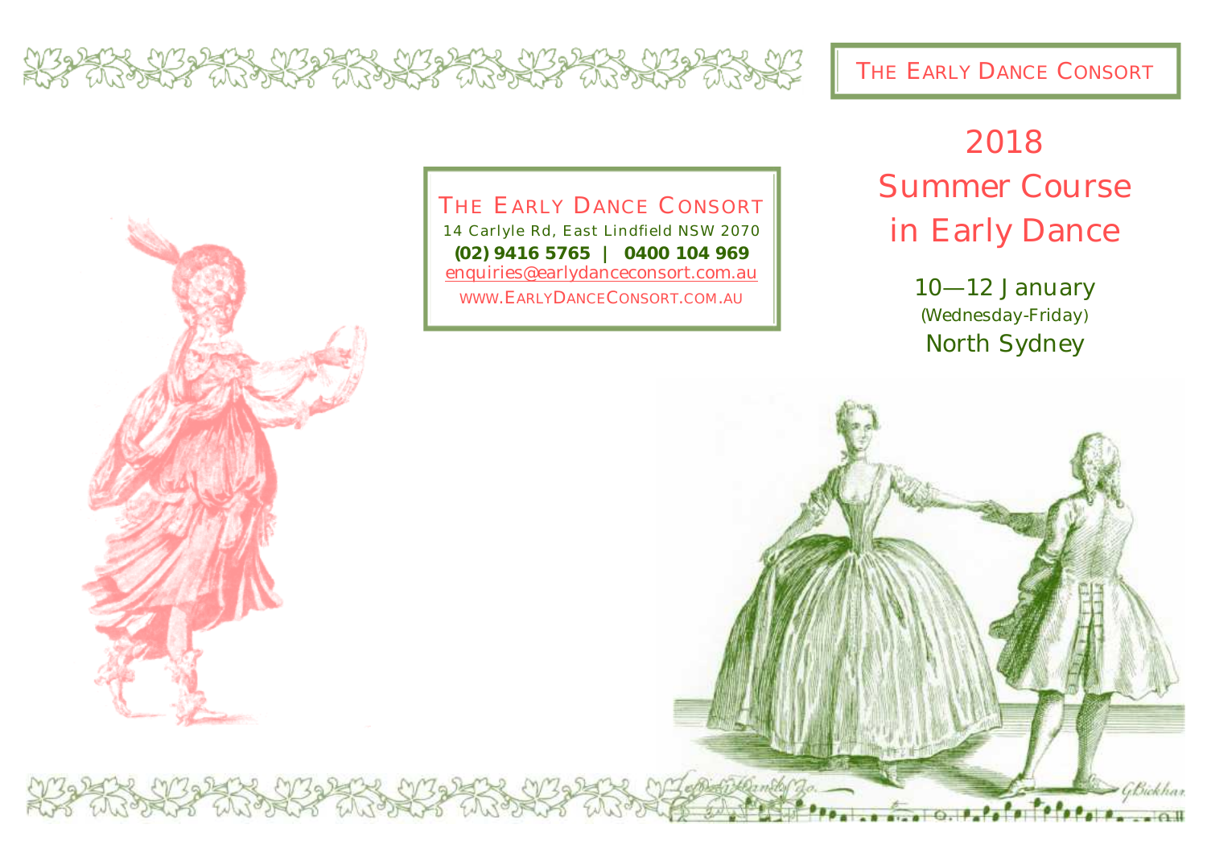THE EARLY DANCE CONSORT

# 2018 Summer Course in Early Dance

10—12 January
(Wednesday-Friday)
North Sydney

THE EARLY DANCE CONSORT
14 Carlyle Rd, East Lindfield NSW 2070
**(02) 9416 5765 | 0400 104 969**
enquiries@earlydanceconsort.com.au
WWW.EARLYDANCECONSORT.COM.AU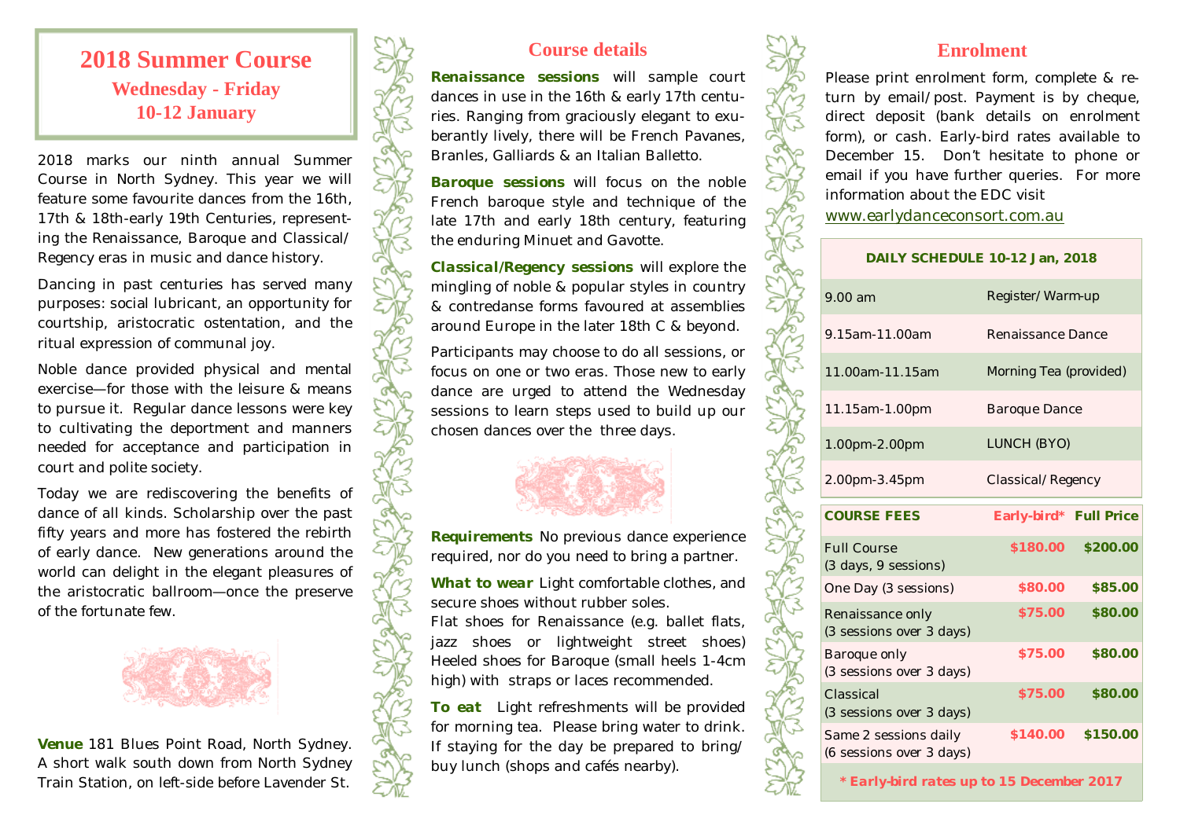# 2018 Summer Course

## Wednesday - Friday 10-12 January

2018 marks our ninth annual Summer Course in North Sydney. This year we will feature some favourite dances from the 16th, 17th & 18th-early 19th Centuries, representing the Renaissance, Baroque and Classical/ Regency eras in music and dance history.

Dancing in past centuries has served many purposes: social lubricant, an opportunity for courtship, aristocratic ostentation, and the ritual expression of communal joy.

Noble dance provided physical and mental exercise—for those with the leisure & means to pursue it. Regular dance lessons were key to cultivating the deportment and manners needed for acceptance and participation in court and polite society.

Today we are rediscovering the benefits of dance of all kinds. Scholarship over the past fifty years and more has fostered the rebirth of early dance. New generations around the world can delight in the elegant pleasures of the aristocratic ballroom—once the preserve of the fortunate few.

**Venue** 181 Blues Point Road, North Sydney. A short walk south down from North Sydney Train Station, on left-side before Lavender St.

## Course details

**Renaissance sessions** will sample court dances in use in the 16th & early 17th centuries. Ranging from graciously elegant to exuberantly lively, there will be French Pavanes, Branles, Galliards & an Italian Balletto.

**Baroque sessions** will focus on the noble French baroque style and technique of the late 17th and early 18th century, featuring the enduring Minuet and Gavotte.

**Classical/Regency sessions** will explore the mingling of noble & popular styles in country & contredanse forms favoured at assemblies around Europe in the later 18th C & beyond.

Participants may choose to do all sessions, or focus on one or two eras. Those new to early dance are urged to attend the Wednesday sessions to learn steps used to build up our chosen dances over the three days.

**Requirements** No previous dance experience required, nor do you need to bring a partner.

**What to wear** Light comfortable clothes, and secure shoes without rubber soles.
Flat shoes for Renaissance (e.g. ballet flats, jazz shoes or lightweight street shoes) Heeled shoes for Baroque (small heels 1-4cm high) with straps or laces recommended.

**To eat** Light refreshments will be provided for morning tea. Please bring water to drink. If staying for the day be prepared to bring/ buy lunch (shops and cafés nearby).

## Enrolment

Please print enrolment form, complete & return by email/post. Payment is by cheque, direct deposit (bank details on enrolment form), or cash. Early-bird rates available to December 15. Don't hesitate to phone or email if you have further queries. For more information about the EDC visit www.earlydanceconsort.com.au

| DAILY SCHEDULE 10-12 Jan, 2018 | |
|---|---|
| 9.00 am | Register/Warm-up |
| 9.15am-11.00am | Renaissance Dance |
| 11.00am-11.15am | Morning Tea (provided) |
| 11.15am-1.00pm | Baroque Dance |
| 1.00pm-2.00pm | LUNCH (BYO) |
| 2.00pm-3.45pm | Classical/Regency |

| COURSE FEES | Early-bird* | Full Price |
|---|---|---|
| Full Course (3 days, 9 sessions) | $180.00 | $200.00 |
| One Day (3 sessions) | $80.00 | $85.00 |
| Renaissance only (3 sessions over 3 days) | $75.00 | $80.00 |
| Baroque only (3 sessions over 3 days) | $75.00 | $80.00 |
| Classical (3 sessions over 3 days) | $75.00 | $80.00 |
| Same 2 sessions daily (6 sessions over 3 days) | $140.00 | $150.00 |

\* Early-bird rates up to 15 December 2017